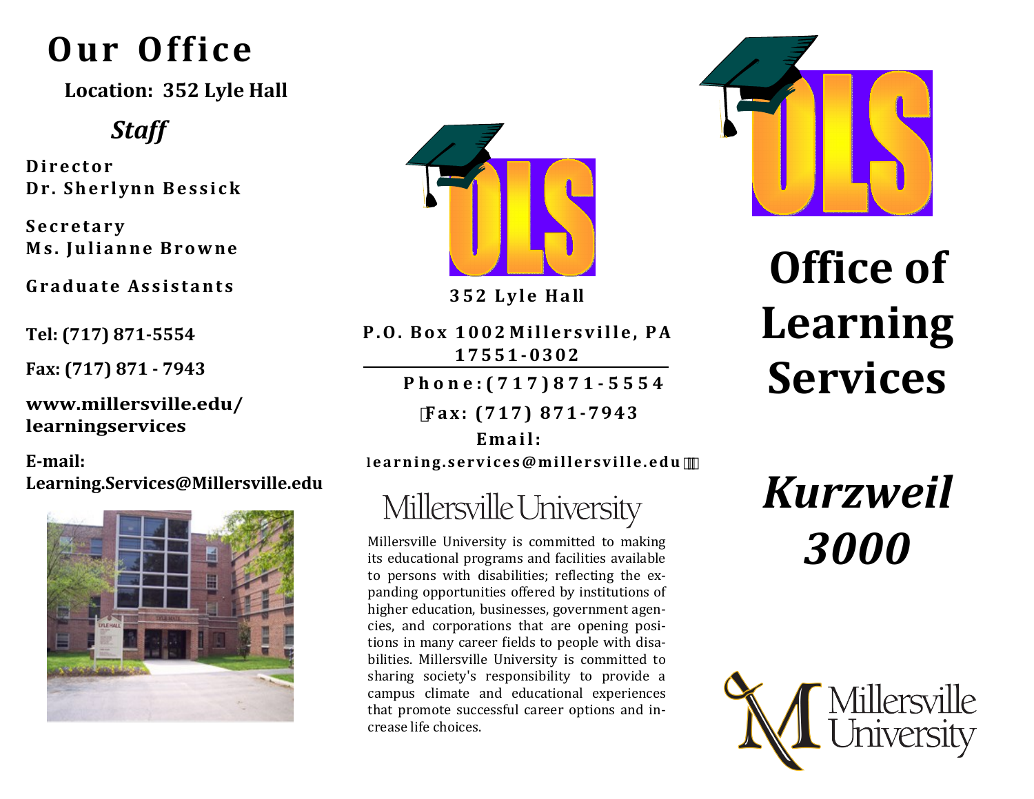# Our Office

**Location: 352 Lyle Hall**

### *Staff*

**Director**
**Dr. Sherlynn Bessick**

**Secretary**
**Ms. Julianne Browne**

**Graduate Assistants**

**Tel: (717) 871-5554**

**Fax: (717) 871 - 7943**

**www.millersville.edu/ learningservices**

**E-mail:**
**Learning.Services@Millersville.edu**

**352 Lyle Hall**

**P.O. Box 1002 Millersville, PA 17551-0302**

---

**Phone: (717) 871-5554**

**Fax: (717) 871-7943**

**Email:**
**learning.services@millersville.edu**

Millersville University

Millersville University is committed to making its educational programs and facilities available to persons with disabilities; reflecting the expanding opportunities offered by institutions of higher education, businesses, government agencies, and corporations that are opening positions in many career fields to people with disabilities. Millersville University is committed to sharing society's responsibility to provide a campus climate and educational experiences that promote successful career options and increase life choices.

# Office of Learning Services

## *Kurzweil 3000*

Millersville University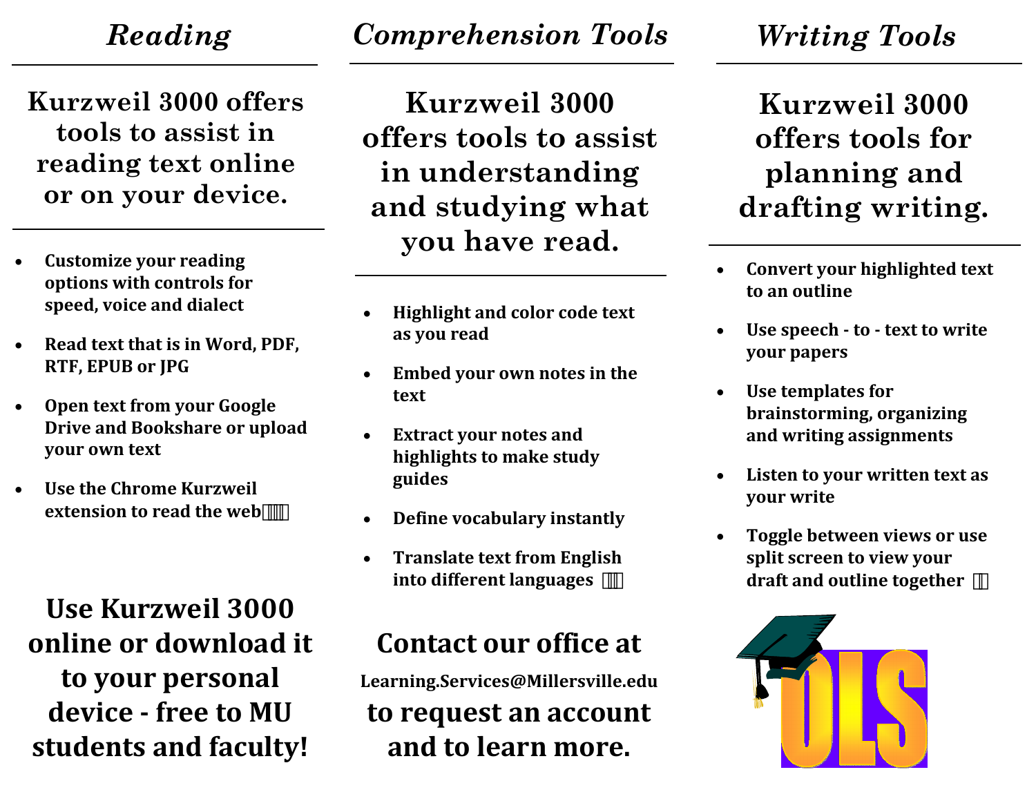# *Reading*

**Kurzweil 3000 offers tools to assist in reading text online or on your device.**

- **Customize your reading options with controls for speed, voice and dialect**
- **Read text that is in Word, PDF, RTF, EPUB or JPG**
- **Open text from your Google Drive and Bookshare or upload your own text**
- **Use the Chrome Kurzweil extension to read the web**

**Use Kurzweil 3000 online or download it to your personal device - free to MU students and faculty!**

# *Comprehension Tools*

**Kurzweil 3000 offers tools to assist in understanding and studying what you have read.**

- **Highlight and color code text as you read**
- **Embed your own notes in the text**
- **Extract your notes and highlights to make study guides**
- **Define vocabulary instantly**
- **Translate text from English into different languages**

**Contact our office at**

**Learning.Services@Millersville.edu**

**to request an account and to learn more.**

# *Writing Tools*

**Kurzweil 3000 offers tools for planning and drafting writing.**

- **Convert your highlighted text to an outline**
- **Use speech - to - text to write your papers**
- **Use templates for brainstorming, organizing and writing assignments**
- **Listen to your written text as your write**
- **Toggle between views or use split screen to view your draft and outline together**

OLS